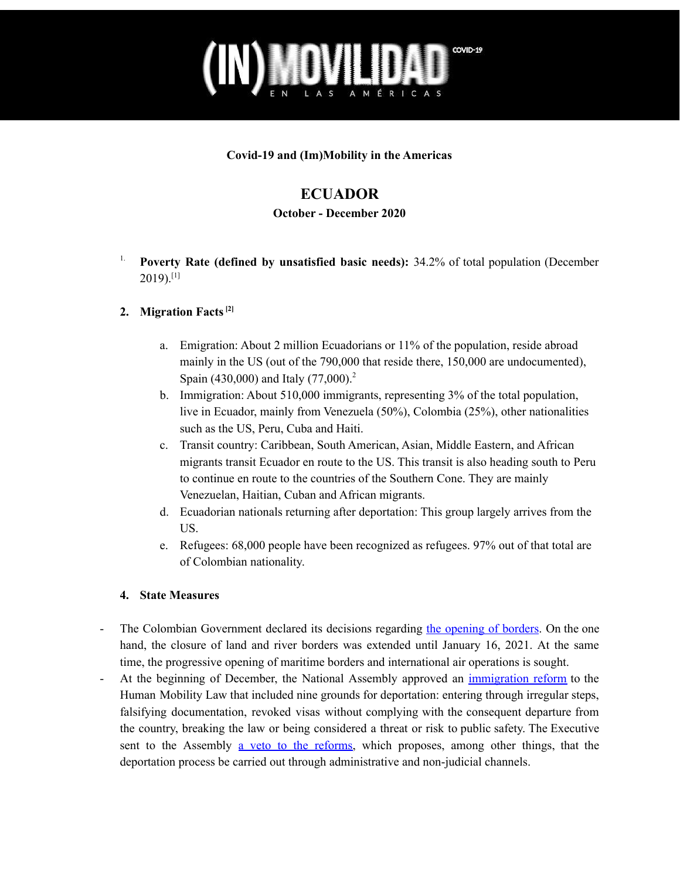(IN)MOVILIDAD COVID-19 EN LAS AMÉRICAS

**Covid-19 and (Im)Mobility in the Americas**

# ECUADOR

**October - December 2020**

1. **Poverty Rate (defined by unsatisfied basic needs):** 34.2% of total population (December 2019).[1]

2. **Migration Facts [2]**

   a. Emigration: About 2 million Ecuadorians or 11% of the population, reside abroad mainly in the US (out of the 790,000 that reside there, 150,000 are undocumented), Spain (430,000) and Italy (77,000).[2]
   
   b. Immigration: About 510,000 immigrants, representing 3% of the total population, live in Ecuador, mainly from Venezuela (50%), Colombia (25%), other nationalities such as the US, Peru, Cuba and Haiti.
   
   c. Transit country: Caribbean, South American, Asian, Middle Eastern, and African migrants transit Ecuador en route to the US. This transit is also heading south to Peru to continue en route to the countries of the Southern Cone. They are mainly Venezuelan, Haitian, Cuban and African migrants.
   
   d. Ecuadorian nationals returning after deportation: This group largely arrives from the US.
   
   e. Refugees: 68,000 people have been recognized as refugees. 97% out of that total are of Colombian nationality.

4. **State Measures**

- The Colombian Government declared its decisions regarding the opening of borders. On the one hand, the closure of land and river borders was extended until January 16, 2021. At the same time, the progressive opening of maritime borders and international air operations is sought.
- At the beginning of December, the National Assembly approved an immigration reform to the Human Mobility Law that included nine grounds for deportation: entering through irregular steps, falsifying documentation, revoked visas without complying with the consequent departure from the country, breaking the law or being considered a threat or risk to public safety. The Executive sent to the Assembly a veto to the reforms, which proposes, among other things, that the deportation process be carried out through administrative and non-judicial channels.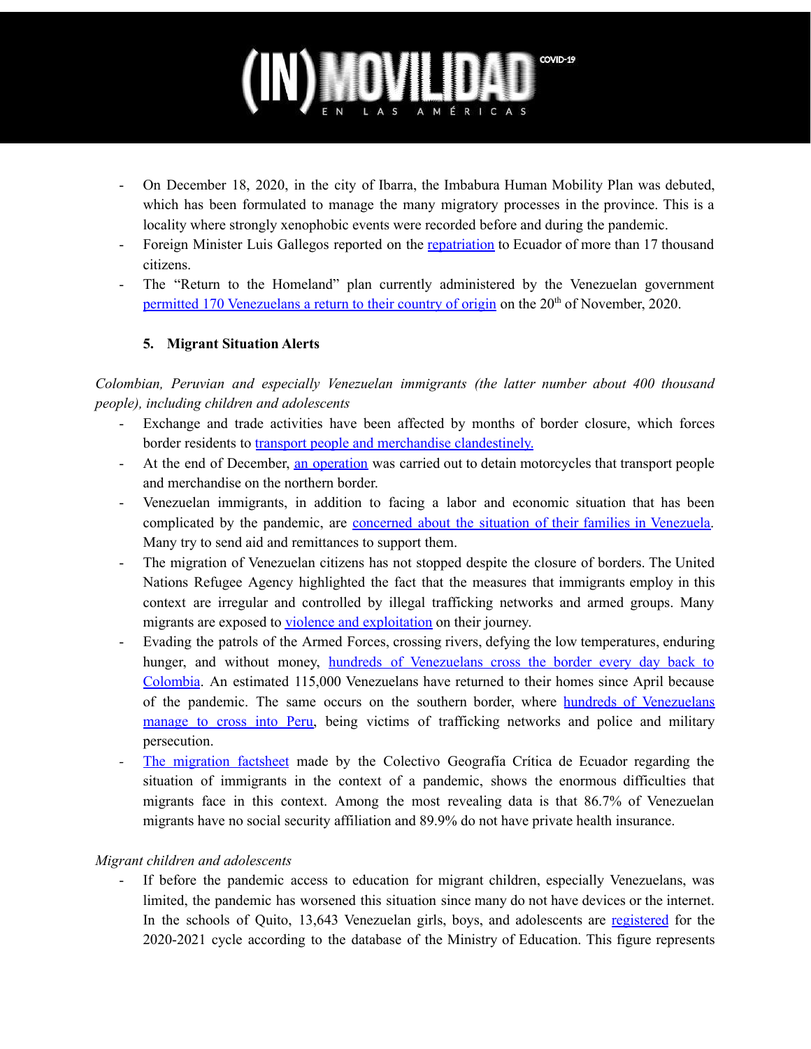- On December 18, 2020, in the city of Ibarra, the Imbabura Human Mobility Plan was debuted, which has been formulated to manage the many migratory processes in the province. This is a locality where strongly xenophobic events were recorded before and during the pandemic.
- Foreign Minister Luis Gallegos reported on the repatriation to Ecuador of more than 17 thousand citizens.
- The "Return to the Homeland" plan currently administered by the Venezuelan government permitted 170 Venezuelans a return to their country of origin on the 20th of November, 2020.

### 5. Migrant Situation Alerts

*Colombian, Peruvian and especially Venezuelan immigrants (the latter number about 400 thousand people), including children and adolescents*

- Exchange and trade activities have been affected by months of border closure, which forces border residents to transport people and merchandise clandestinely.
- At the end of December, an operation was carried out to detain motorcycles that transport people and merchandise on the northern border.
- Venezuelan immigrants, in addition to facing a labor and economic situation that has been complicated by the pandemic, are concerned about the situation of their families in Venezuela. Many try to send aid and remittances to support them.
- The migration of Venezuelan citizens has not stopped despite the closure of borders. The United Nations Refugee Agency highlighted the fact that the measures that immigrants employ in this context are irregular and controlled by illegal trafficking networks and armed groups. Many migrants are exposed to violence and exploitation on their journey.
- Evading the patrols of the Armed Forces, crossing rivers, defying the low temperatures, enduring hunger, and without money, hundreds of Venezuelans cross the border every day back to Colombia. An estimated 115,000 Venezuelans have returned to their homes since April because of the pandemic. The same occurs on the southern border, where hundreds of Venezuelans manage to cross into Peru, being victims of trafficking networks and police and military persecution.
- The migration factsheet made by the Colectivo Geografía Crítica de Ecuador regarding the situation of immigrants in the context of a pandemic, shows the enormous difficulties that migrants face in this context. Among the most revealing data is that 86.7% of Venezuelan migrants have no social security affiliation and 89.9% do not have private health insurance.

*Migrant children and adolescents*

- If before the pandemic access to education for migrant children, especially Venezuelans, was limited, the pandemic has worsened this situation since many do not have devices or the internet. In the schools of Quito, 13,643 Venezuelan girls, boys, and adolescents are registered for the 2020-2021 cycle according to the database of the Ministry of Education. This figure represents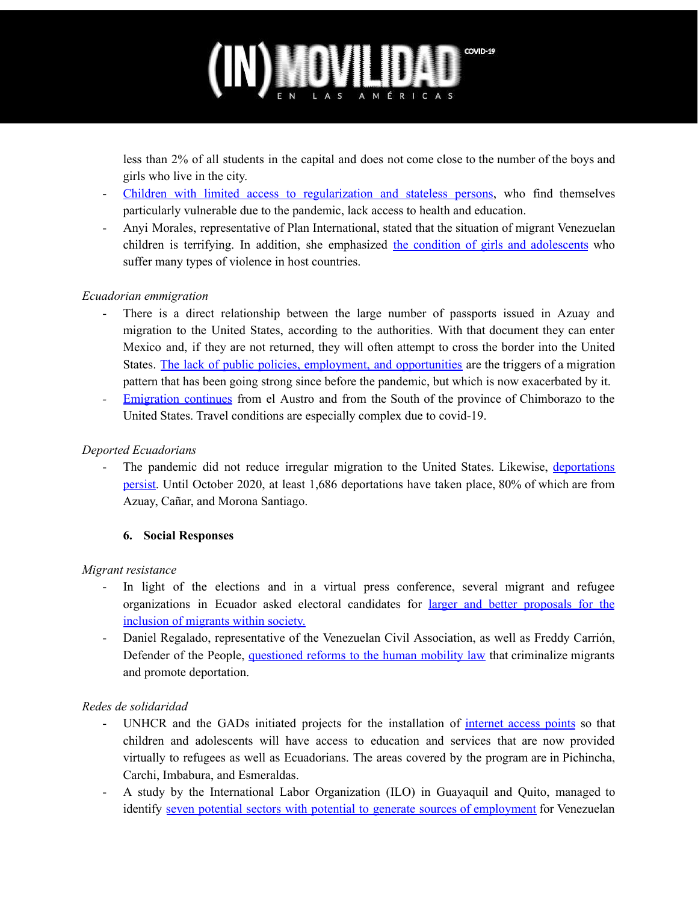less than 2% of all students in the capital and does not come close to the number of the boys and girls who live in the city.

- Children with limited access to regularization and stateless persons, who find themselves particularly vulnerable due to the pandemic, lack access to health and education.
- Anyi Morales, representative of Plan International, stated that the situation of migrant Venezuelan children is terrifying. In addition, she emphasized the condition of girls and adolescents who suffer many types of violence in host countries.

*Ecuadorian emmigration*

- There is a direct relationship between the large number of passports issued in Azuay and migration to the United States, according to the authorities. With that document they can enter Mexico and, if they are not returned, they will often attempt to cross the border into the United States. The lack of public policies, employment, and opportunities are the triggers of a migration pattern that has been going strong since before the pandemic, but which is now exacerbated by it.
- Emigration continues from el Austro and from the South of the province of Chimborazo to the United States. Travel conditions are especially complex due to covid-19.

*Deported Ecuadorians*

- The pandemic did not reduce irregular migration to the United States. Likewise, deportations persist. Until October 2020, at least 1,686 deportations have taken place, 80% of which are from Azuay, Cañar, and Morona Santiago.

## 6. Social Responses

*Migrant resistance*

- In light of the elections and in a virtual press conference, several migrant and refugee organizations in Ecuador asked electoral candidates for larger and better proposals for the inclusion of migrants within society.
- Daniel Regalado, representative of the Venezuelan Civil Association, as well as Freddy Carrión, Defender of the People, questioned reforms to the human mobility law that criminalize migrants and promote deportation.

*Redes de solidaridad*

- UNHCR and the GADs initiated projects for the installation of internet access points so that children and adolescents will have access to education and services that are now provided virtually to refugees as well as Ecuadorians. The areas covered by the program are in Pichincha, Carchi, Imbabura, and Esmeraldas.
- A study by the International Labor Organization (ILO) in Guayaquil and Quito, managed to identify seven potential sectors with potential to generate sources of employment for Venezuelan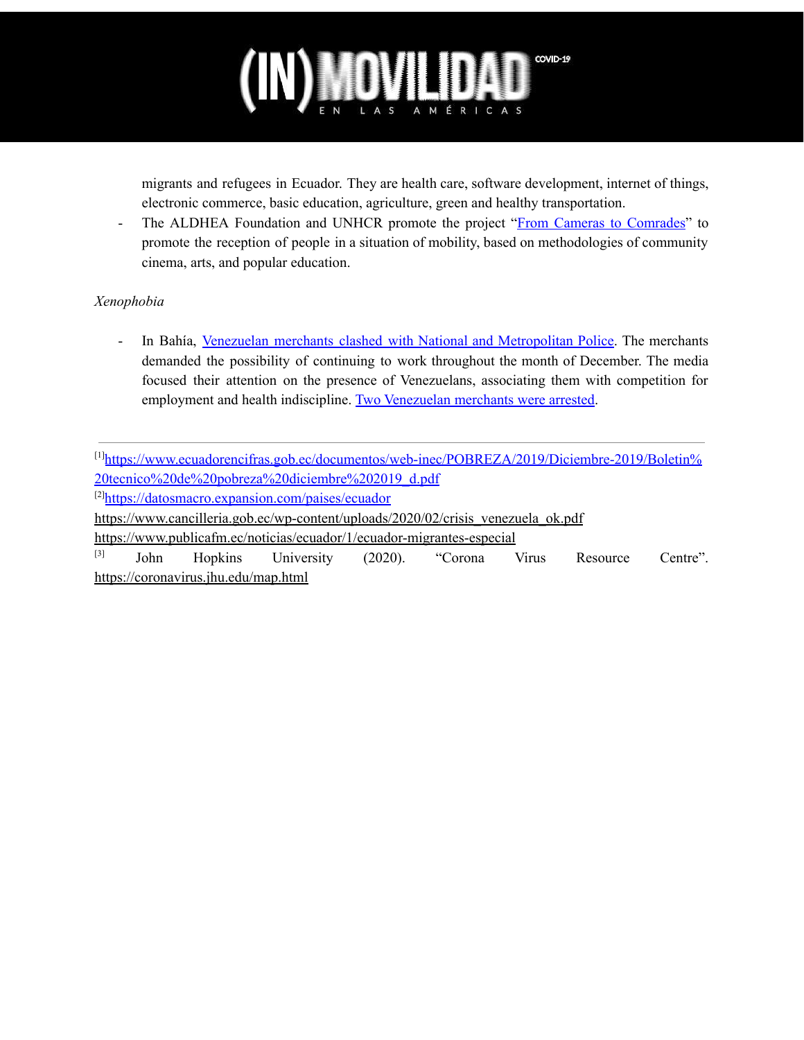migrants and refugees in Ecuador. They are health care, software development, internet of things, electronic commerce, basic education, agriculture, green and healthy transportation.

- The ALDHEA Foundation and UNHCR promote the project "From Cameras to Comrades" to promote the reception of people in a situation of mobility, based on methodologies of community cinema, arts, and popular education.

*Xenophobia*

- In Bahía, Venezuelan merchants clashed with National and Metropolitan Police. The merchants demanded the possibility of continuing to work throughout the month of December. The media focused their attention on the presence of Venezuelans, associating them with competition for employment and health indiscipline. Two Venezuelan merchants were arrested.

---

[1] https://www.ecuadorencifras.gob.ec/documentos/web-inec/POBREZA/2019/Diciembre-2019/Boletin%20tecnico%20de%20pobreza%20diciembre%202019_d.pdf

[2] https://datosmacro.expansion.com/paises/ecuador

https://www.cancilleria.gob.ec/wp-content/uploads/2020/02/crisis_venezuela_ok.pdf

https://www.publicafm.ec/noticias/ecuador/1/ecuador-migrantes-especial

[3] John Hopkins University (2020). "Corona Virus Resource Centre". https://coronavirus.jhu.edu/map.html